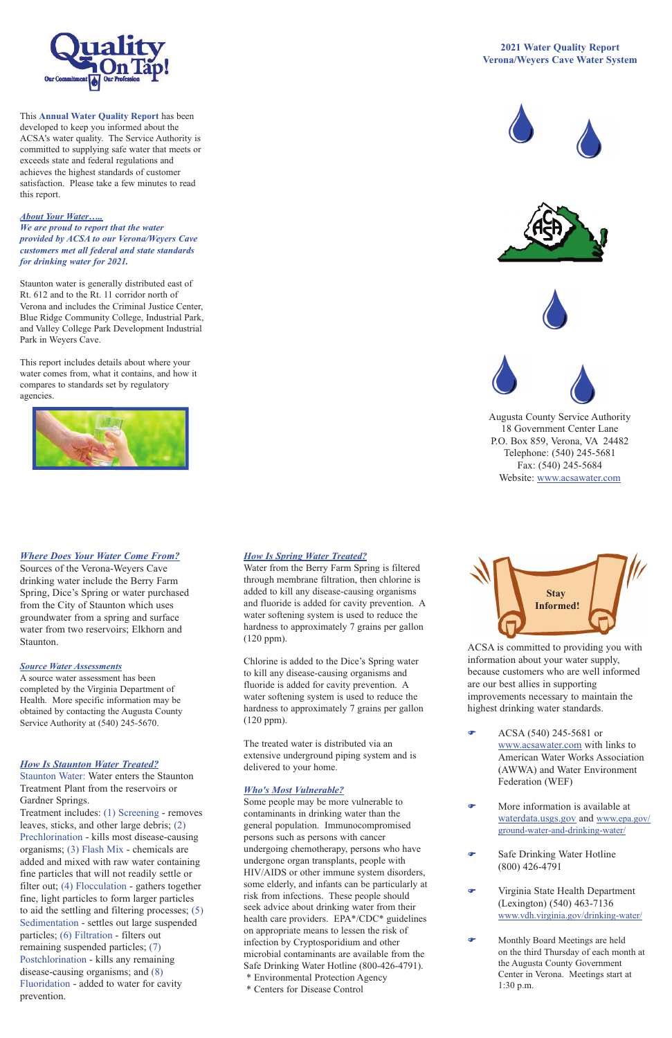# 2021 Water Quality Report
## Verona/Weyers Cave Water System

Quality On Tap! Our Commitment Our Profession

This **Annual Water Quality Report** has been developed to keep you informed about the water quality. The Service Authority is committed to supplying safe water that meets or exceeds state and federal regulations and achieves the highest standards of customer satisfaction. Please take a few minutes to read this report.

### *About Your Water…..*

***We are proud to report that the water provided by ACSA to our Verona/Weyers Cave customers met all federal and state standards for drinking water for 2021.***

Staunton water is generally distributed east of Rt. 612 and to the Rt. 11 corridor north of Verona and includes the Criminal Justice Center, Blue Ridge Community College, Industrial Park, and Valley College Park Development Industrial Park in Weyers Cave.

This report includes details about where your water comes from, what it contains, and how it compares to standards set by regulatory agencies.

Augusta County Service Authority
18 Government Center Lane
P.O. Box 859, Verona, VA 24482
Telephone: (540) 245-5681
Fax: (540) 245-5684
Website: www.acsawater.com

### *Where Does Your Water Come From?*

Sources of the Verona-Weyers Cave drinking water include the Berry Farm Spring, Dice's Spring or water purchased from the City of Staunton which uses groundwater from a spring and surface water from two reservoirs; Elkhorn and Staunton.

### *Source Water Assessments*

A source water assessment has been completed by the Virginia Department of Health. More specific information may be obtained by contacting the Augusta County Service Authority at (540) 245-5670.

### *How Is Staunton Water Treated?*

Staunton Water: Water enters the Staunton Treatment Plant from the reservoirs or Gardner Springs.

Treatment includes: (1) Screening - removes leaves, sticks, and other large debris; (2) Prechlorination - kills most disease-causing organisms; (3) Flash Mix - chemicals are added and mixed with raw water containing fine particles that will not readily settle or filter out; (4) Flocculation - gathers together fine, light particles to form larger particles to aid the settling and filtering processes; (5) Sedimentation - settles out large suspended particles; (6) Filtration - filters out remaining suspended particles; (7) Postchlorination - kills any remaining disease-causing organisms; and (8) Fluoridation - added to water for cavity prevention.

### *How Is Spring Water Treated?*

Water from the Berry Farm Spring is filtered through membrane filtration, then chlorine is added to kill any disease-causing organisms and fluoride is added for cavity prevention. A water softening system is used to reduce the hardness to approximately 7 grains per gallon (120 ppm).

Chlorine is added to the Dice's Spring water to kill any disease-causing organisms and fluoride is added for cavity prevention. A water softening system is used to reduce the hardness to approximately 7 grains per gallon (120 ppm).

The treated water is distributed via an extensive underground piping system and is delivered to your home.

### *Who's Most Vulnerable?*

Some people may be more vulnerable to contaminants in drinking water than the general population. Immunocompromised persons such as persons with cancer undergoing chemotherapy, persons who have undergone organ transplants, people with HIV/AIDS or other immune system disorders, some elderly, and infants can be particularly at risk from infections. These people should seek advice about drinking water from their health care providers. EPA*/CDC* guidelines on appropriate means to lessen the risk of infection by Cryptosporidium and other microbial contaminants are available from the Safe Drinking Water Hotline (800-426-4791).

\* Environmental Protection Agency
\* Centers for Disease Control

### Stay Informed!

ACSA is committed to providing you with information about your water supply, because customers who are well informed are our best allies in supporting improvements necessary to maintain the highest drinking water standards.

- ACSA (540) 245-5681 or www.acsawater.com with links to American Water Works Association (AWWA) and Water Environment Federation (WEF)
- More information is available at waterdata.usgs.gov and www.epa.gov/ground-water-and-drinking-water/
- Safe Drinking Water Hotline (800) 426-4791
- Virginia State Health Department (Lexington) (540) 463-7136 www.vdh.virginia.gov/drinking-water/
- Monthly Board Meetings are held on the third Thursday of each month at the Augusta County Government Center in Verona. Meetings start at 1:30 p.m.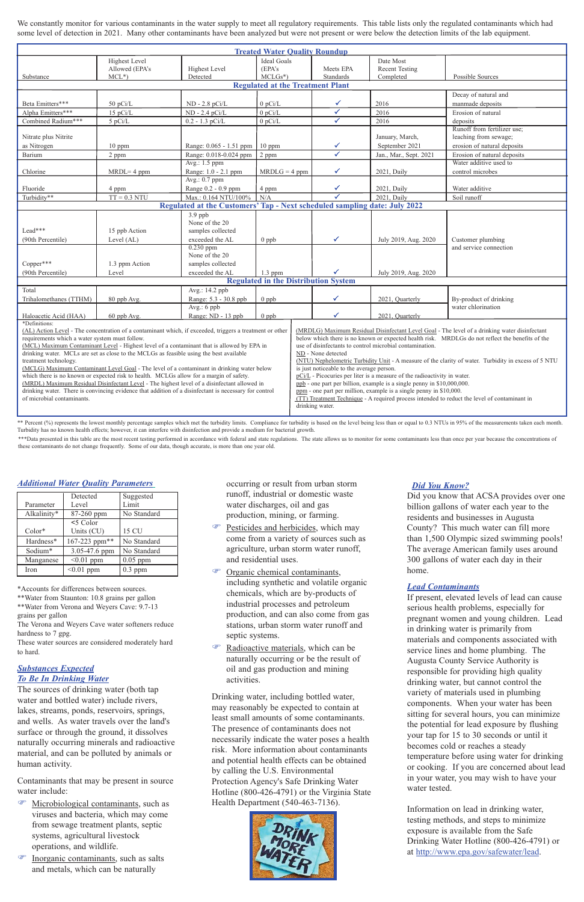We constantly monitor for various contaminants in the water supply to meet all regulatory requirements. This table lists only the regulated contaminants which had some level of detection in 2021. Many other contaminants have been analyzed but were not present or were below the detection limits of the lab equipment.

**Treated Water Quality Roundup**

| Substance | Highest Level Allowed (EPA's MCL*) | Highest Level Detected | Ideal Goals (EPA's MCLGs*) | Meets EPA Standards | Date Most Recent Testing Completed | Possible Sources |
|---|---|---|---|---|---|---|
| **Regulated at the Treatment Plant** | | | | | | |
| Beta Emitters*** | 50 pCi/L | ND - 2.8 pCi/L | 0 pCi/L | ✓ | 2016 | Decay of natural and manmade deposits |
| Alpha Emitters*** | 15 pCi/L | ND - 2.4 pCi/L | 0 pCi/L | ✓ | 2016 | Erosion of natural deposits |
| Combined Radium*** | 5 pCi/L | 0.2 - 1.3 pCi/L | 0 pCi/L | ✓ | 2016 | |
| Nitrate plus Nitrite as Nitrogen | 10 ppm | Range: 0.065 - 1.51 ppm | 10 ppm | ✓ | January, March, September 2021 | Runoff from fertilizer use; leaching from sewage; erosion of natural deposits |
| Barium | 2 ppm | Range: 0.018-0.024 ppm | 2 ppm | ✓ | Jan., Mar., Sept. 2021 | Erosion of natural deposits |
| Chlorine | MRDL= 4 ppm | Avg.: 1.5 ppm Range: 1.0 - 2.1 ppm | MRDLG = 4 ppm | ✓ | 2021, Daily | Water additive used to control microbes |
| Fluoride | 4 ppm | Avg.: 0.7 ppm Range 0.2 - 0.9 ppm | 4 ppm | ✓ | 2021, Daily | Water additive |
| Turbidity** | TT = 0.3 NTU | Max.: 0.164 NTU/100% | N/A | ✓ | 2021, Daily | Soil runoff |
| **Regulated at the Customers' Tap - Next scheduled sampling date: July 2022** | | | | | | |
| Lead*** (90th Percentile) | 15 ppb Action Level (AL) | 3.9 ppb None of the 20 samples collected exceeded the AL | 0 ppb | ✓ | July 2019, Aug. 2020 | Customer plumbing and service connection |
| Copper*** (90th Percentile) | 1.3 ppm Action Level | 0.230 ppm None of the 20 samples collected exceeded the AL | 1.3 ppm | ✓ | July 2019, Aug. 2020 | |
| **Regulated in the Distribution System** | | | | | | |
| Total Trihalomethanes (TTHM) | 80 ppb Avg. | Avg.: 14.2 ppb Range: 5.3 - 30.8 ppb | 0 ppb | ✓ | 2021, Quarterly | By-product of drinking water chlorination |
| Haloacetic Acid (HAA) | 60 ppb Avg. | Avg.: 6 ppb Range: ND - 13 ppb | 0 ppb | ✓ | 2021, Quarterly | |

*Definitions:

(AL) Action Level - The concentration of a contaminant which, if exceeded, triggers a treatment or other requirements which a water system must follow.

(MCL) Maximum Contaminant Level - Highest level of a contaminant that is allowed by EPA in drinking water. MCLs are set as close to the MCLGs as feasible using the best available treatment technology.

(MCLG) Maximum Contaminant Level Goal - The level of a contaminant in drinking water below which there is no known or expected risk to health. MCLGs allow for a margin of safety.

(MRDL) Maximum Residual Disinfectant Level - The highest level of a disinfectant allowed in drinking water. There is convincing evidence that addition of a disinfectant is necessary for control of microbial contaminants.

(MRDLG) Maximum Residual Disinfectant Level Goal - The level of a drinking water disinfectant below which there is no known or expected health risk. MRDLGs do not reflect the benefits of the use of disinfectants to control microbial contamination.

ND - None detected

(NTU) Nephelometric Turbidity Unit - A measure of the clarity of water. Turbidity in excess of 5 NTU is just noticeable to the average person.

pCi/L - Picocuries per liter is a measure of the radioactivity in water.

ppb - one part per billion, example is a single penny in $10,000,000.

ppm - one part per million, example is a single penny in $10,000.

(TT) Treatment Technique - A required process intended to reduct the level of contaminant in drinking water.

** Percent (%) represents the lowest monthly percentage samples which met the turbidity limits. Compliance for turbidity is based on the level being less than or equal to 0.3 NTUs in 95% of the measurements taken each month. Turbidity has no known health effects; however, it can interfere with disinfection and provide a medium for bacterial growth.

***Data presented in this table are the most recent testing performed in accordance with federal and state regulations. The state allows us to monitor for some contaminants less than once per year because the concentrations of these contaminants do not change frequently. Some of our data, though accurate, is more than one year old.

## *Additional Water Quality Parameters*

| Parameter | Detected Level | Suggested Limit |
|---|---|---|
| Alkalinity* | 87-260 ppm | No Standard |
| Color* | <5 Color Units (CU) | 15 CU |
| Hardness* | 167-223 ppm** | No Standard |
| Sodium* | 3.05-47.6 ppm | No Standard |
| Manganese | <0.01 ppm | 0.05 ppm |
| Iron | <0.01 ppm | 0.3 ppm |

*Accounts for differences between sources.
**Water from Staunton: 10.8 grains per gallon
**Water from Verona and Weyers Cave: 9.7-13 grains per gallon
The Verona and Weyers Cave water softeners reduce hardness to 7 gpg.
These water sources are considered moderately hard to hard.

## *Substances Expected To Be In Drinking Water*

The sources of drinking water (both tap water and bottled water) include rivers, lakes, streams, ponds, reservoirs, springs, and wells. As water travels over the land's surface or through the ground, it dissolves naturally occurring minerals and radioactive material, and can be polluted by animals or human activity.

Contaminants that may be present in source water include:

- Microbiological contaminants, such as viruses and bacteria, which may come from sewage treatment plants, septic systems, agricultural livestock operations, and wildlife.
- Inorganic contaminants, such as salts and metals, which can be naturally occurring or result from urban storm runoff, industrial or domestic waste water discharges, oil and gas production, mining, or farming.
- Pesticides and herbicides, which may come from a variety of sources such as agriculture, urban storm water runoff, and residential uses.
- Organic chemical contaminants, including synthetic and volatile organic chemicals, which are by-products of industrial processes and petroleum production, and can also come from gas stations, urban storm water runoff and septic systems.
- Radioactive materials, which can be naturally occurring or be the result of oil and gas production and mining activities.

Drinking water, including bottled water, may reasonably be expected to contain at least small amounts of some contaminants. The presence of contaminants does not necessarily indicate the water poses a health risk. More information about contaminants and potential health effects can be obtained by calling the U.S. Environmental Protection Agency's Safe Drinking Water Hotline (800-426-4791) or the Virginia State Health Department (540-463-7136).

## *Did You Know?*

Did you know that ACSA provides over one billion gallons of water each year to the residents and businesses in Augusta County? This much water can fill more than 1,500 Olympic sized swimming pools! The average American family uses around 300 gallons of water each day in their home.

## *Lead Contaminants*

If present, elevated levels of lead can cause serious health problems, especially for pregnant women and young children. Lead in drinking water is primarily from materials and components associated with service lines and home plumbing. The Augusta County Service Authority is responsible for providing high quality drinking water, but cannot control the variety of materials used in plumbing components. When your water has been sitting for several hours, you can minimize the potential for lead exposure by flushing your tap for 15 to 30 seconds or until it becomes cold or reaches a steady temperature before using water for drinking or cooking. If you are concerned about lead in your water, you may wish to have your water tested.

Information on lead in drinking water, testing methods, and steps to minimize exposure is available from the Safe Drinking Water Hotline (800-426-4791) or at http://www.epa.gov/safewater/lead.